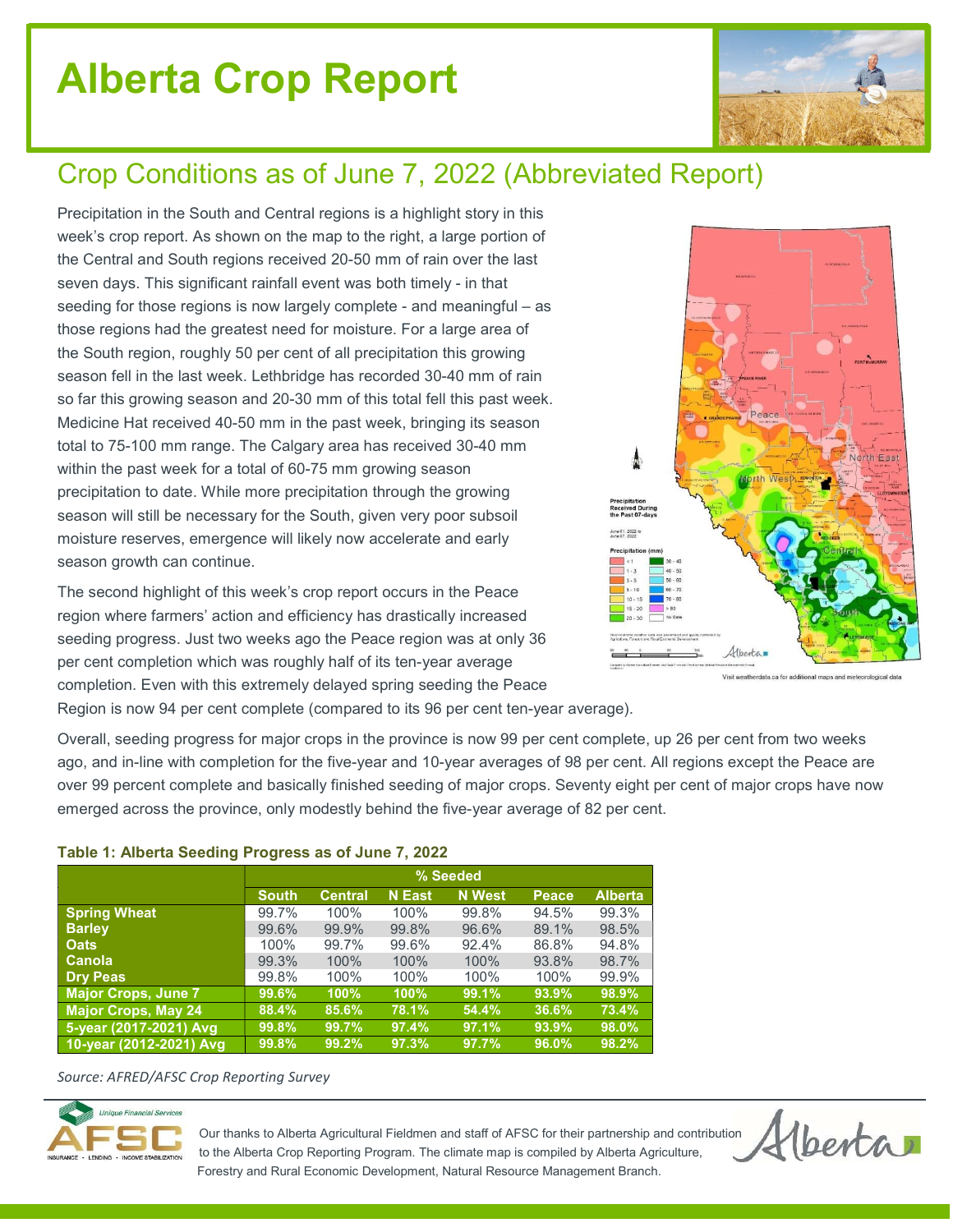# Alberta Crop Report

## Crop Conditions as of June 7, 2022 (Abbreviated Report)

Precipitation in the South and Central regions is a highlight story in this week's crop report. As shown on the map to the right, a large portion of the Central and South regions received 20-50 mm of rain over the last seven days. This significant rainfall event was both timely - in that seeding for those regions is now largely complete - and meaningful – as those regions had the greatest need for moisture. For a large area of the South region, roughly 50 per cent of all precipitation this growing season fell in the last week. Lethbridge has recorded 30-40 mm of rain so far this growing season and 20-30 mm of this total fell this past week. Medicine Hat received 40-50 mm in the past week, bringing its season total to 75-100 mm range. The Calgary area has received 30-40 mm within the past week for a total of 60-75 mm growing season precipitation to date. While more precipitation through the growing season will still be necessary for the South, given very poor subsoil moisture reserves, emergence will likely now accelerate and early season growth can continue.

Visit weatherdata.ca for additional maps and meteorological data

The second highlight of this week's crop report occurs in the Peace region where farmers' action and efficiency has drastically increased seeding progress. Just two weeks ago the Peace region was at only 36 per cent completion which was roughly half of its ten-year average completion. Even with this extremely delayed spring seeding the Peace Region is now 94 per cent complete (compared to its 96 per cent ten-year average).

Overall, seeding progress for major crops in the province is now 99 per cent complete, up 26 per cent from two weeks ago, and in-line with completion for the five-year and 10-year averages of 98 per cent. All regions except the Peace are over 99 percent complete and basically finished seeding of major crops. Seventy eight per cent of major crops have now emerged across the province, only modestly behind the five-year average of 82 per cent.

**Table 1: Alberta Seeding Progress as of June 7, 2022**

| | % Seeded | | | | | |
|---|---|---|---|---|---|---|
| | **South** | **Central** | **N East** | **N West** | **Peace** | **Alberta** |
| **Spring Wheat** | 99.7% | 100% | 100% | 99.8% | 94.5% | 99.3% |
| **Barley** | 99.6% | 99.9% | 99.8% | 96.6% | 89.1% | 98.5% |
| **Oats** | 100% | 99.7% | 99.6% | 92.4% | 86.8% | 94.8% |
| **Canola** | 99.3% | 100% | 100% | 100% | 93.8% | 98.7% |
| **Dry Peas** | 99.8% | 100% | 100% | 100% | 100% | 99.9% |
| **Major Crops, June 7** | **99.6%** | **100%** | **100%** | **99.1%** | **93.9%** | **98.9%** |
| **Major Crops, May 24** | **88.4%** | **85.6%** | **78.1%** | **54.4%** | **36.6%** | **73.4%** |
| **5-year (2017-2021) Avg** | **99.8%** | **99.7%** | **97.4%** | **97.1%** | **93.9%** | **98.0%** |
| **10-year (2012-2021) Avg** | **99.8%** | **99.2%** | **97.3%** | **97.7%** | **96.0%** | **98.2%** |

*Source: AFRED/AFSC Crop Reporting Survey*

Our thanks to Alberta Agricultural Fieldmen and staff of AFSC for their partnership and contribution to the Alberta Crop Reporting Program. The climate map is compiled by Alberta Agriculture, Forestry and Rural Economic Development, Natural Resource Management Branch.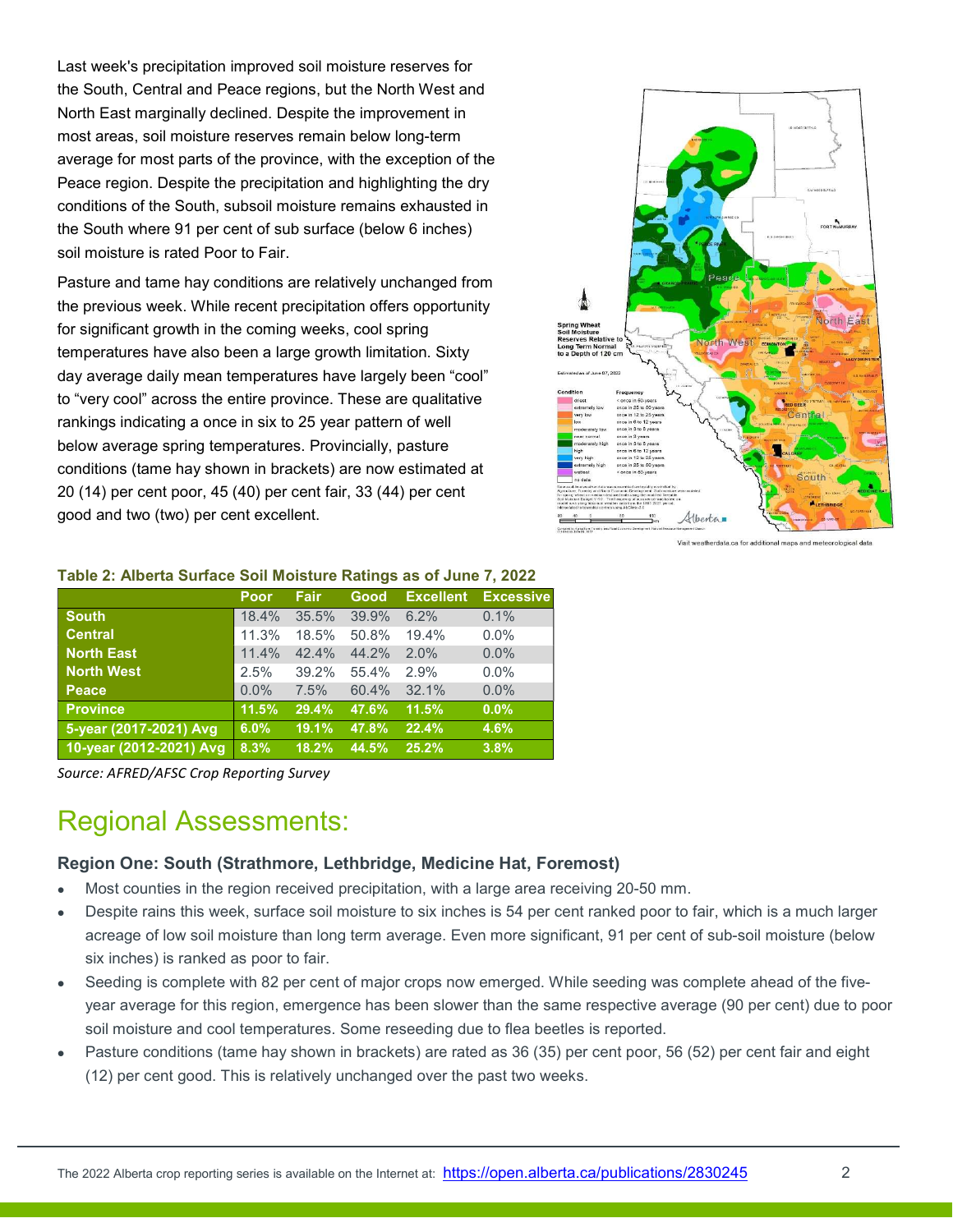Last week's precipitation improved soil moisture reserves for the South, Central and Peace regions, but the North West and North East marginally declined. Despite the improvement in most areas, soil moisture reserves remain below long-term average for most parts of the province, with the exception of the Peace region. Despite the precipitation and highlighting the dry conditions of the South, subsoil moisture remains exhausted in the South where 91 per cent of sub surface (below 6 inches) soil moisture is rated Poor to Fair.

Pasture and tame hay conditions are relatively unchanged from the previous week. While recent precipitation offers opportunity for significant growth in the coming weeks, cool spring temperatures have also been a large growth limitation. Sixty day average daily mean temperatures have largely been "cool" to "very cool" across the entire province. These are qualitative rankings indicating a once in six to 25 year pattern of well below average spring temperatures. Provincially, pasture conditions (tame hay shown in brackets) are now estimated at 20 (14) per cent poor, 45 (40) per cent fair, 33 (44) per cent good and two (two) per cent excellent.

Visit weatherdata.ca for additional maps and meteorological data

**Table 2: Alberta Surface Soil Moisture Ratings as of June 7, 2022**

| | Poor | Fair | Good | Excellent | Excessive |
|---|---|---|---|---|---|
| South | 18.4% | 35.5% | 39.9% | 6.2% | 0.1% |
| Central | 11.3% | 18.5% | 50.8% | 19.4% | 0.0% |
| North East | 11.4% | 42.4% | 44.2% | 2.0% | 0.0% |
| North West | 2.5% | 39.2% | 55.4% | 2.9% | 0.0% |
| Peace | 0.0% | 7.5% | 60.4% | 32.1% | 0.0% |
| **Province** | **11.5%** | **29.4%** | **47.6%** | **11.5%** | **0.0%** |
| **5-year (2017-2021) Avg** | **6.0%** | **19.1%** | **47.8%** | **22.4%** | **4.6%** |
| **10-year (2012-2021) Avg** | **8.3%** | **18.2%** | **44.5%** | **25.2%** | **3.8%** |

*Source: AFRED/AFSC Crop Reporting Survey*

# Regional Assessments:

### Region One: South (Strathmore, Lethbridge, Medicine Hat, Foremost)

- Most counties in the region received precipitation, with a large area receiving 20-50 mm.
- Despite rains this week, surface soil moisture to six inches is 54 per cent ranked poor to fair, which is a much larger acreage of low soil moisture than long term average. Even more significant, 91 per cent of sub-soil moisture (below six inches) is ranked as poor to fair.
- Seeding is complete with 82 per cent of major crops now emerged. While seeding was complete ahead of the five-year average for this region, emergence has been slower than the same respective average (90 per cent) due to poor soil moisture and cool temperatures. Some reseeding due to flea beetles is reported.
- Pasture conditions (tame hay shown in brackets) are rated as 36 (35) per cent poor, 56 (52) per cent fair and eight (12) per cent good. This is relatively unchanged over the past two weeks.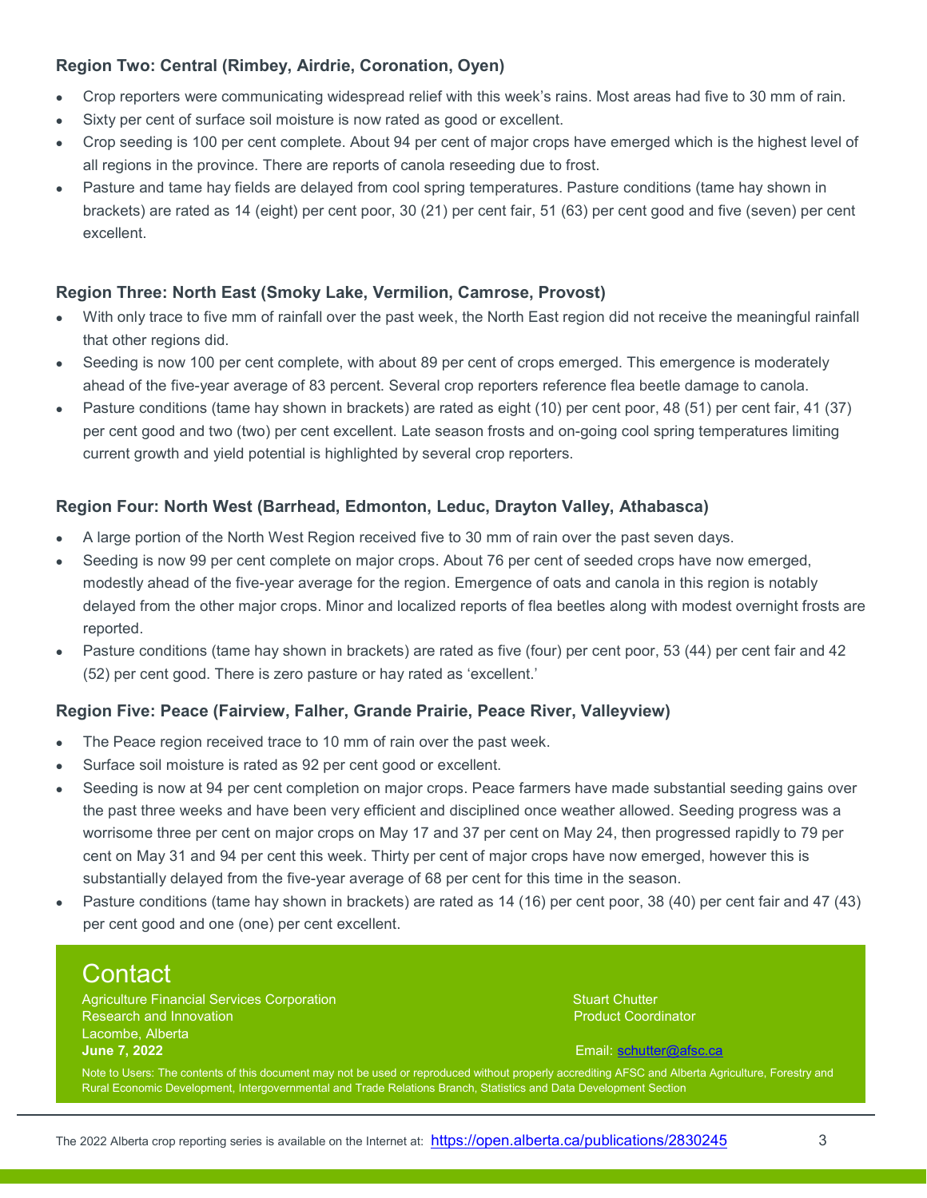### Region Two: Central (Rimbey, Airdrie, Coronation, Oyen)

- Crop reporters were communicating widespread relief with this week's rains. Most areas had five to 30 mm of rain.
- Sixty per cent of surface soil moisture is now rated as good or excellent.
- Crop seeding is 100 per cent complete. About 94 per cent of major crops have emerged which is the highest level of all regions in the province. There are reports of canola reseeding due to frost.
- Pasture and tame hay fields are delayed from cool spring temperatures. Pasture conditions (tame hay shown in brackets) are rated as 14 (eight) per cent poor, 30 (21) per cent fair, 51 (63) per cent good and five (seven) per cent excellent.

### Region Three: North East (Smoky Lake, Vermilion, Camrose, Provost)

- With only trace to five mm of rainfall over the past week, the North East region did not receive the meaningful rainfall that other regions did.
- Seeding is now 100 per cent complete, with about 89 per cent of crops emerged. This emergence is moderately ahead of the five-year average of 83 percent. Several crop reporters reference flea beetle damage to canola.
- Pasture conditions (tame hay shown in brackets) are rated as eight (10) per cent poor, 48 (51) per cent fair, 41 (37) per cent good and two (two) per cent excellent. Late season frosts and on-going cool spring temperatures limiting current growth and yield potential is highlighted by several crop reporters.

### Region Four: North West (Barrhead, Edmonton, Leduc, Drayton Valley, Athabasca)

- A large portion of the North West Region received five to 30 mm of rain over the past seven days.
- Seeding is now 99 per cent complete on major crops. About 76 per cent of seeded crops have now emerged, modestly ahead of the five-year average for the region. Emergence of oats and canola in this region is notably delayed from the other major crops. Minor and localized reports of flea beetles along with modest overnight frosts are reported.
- Pasture conditions (tame hay shown in brackets) are rated as five (four) per cent poor, 53 (44) per cent fair and 42 (52) per cent good. There is zero pasture or hay rated as 'excellent.'

### Region Five: Peace (Fairview, Falher, Grande Prairie, Peace River, Valleyview)

- The Peace region received trace to 10 mm of rain over the past week.
- Surface soil moisture is rated as 92 per cent good or excellent.
- Seeding is now at 94 per cent completion on major crops. Peace farmers have made substantial seeding gains over the past three weeks and have been very efficient and disciplined once weather allowed. Seeding progress was a worrisome three per cent on major crops on May 17 and 37 per cent on May 24, then progressed rapidly to 79 per cent on May 31 and 94 per cent this week. Thirty per cent of major crops have now emerged, however this is substantially delayed from the five-year average of 68 per cent for this time in the season.
- Pasture conditions (tame hay shown in brackets) are rated as 14 (16) per cent poor, 38 (40) per cent fair and 47 (43) per cent good and one (one) per cent excellent.

## Contact

Agriculture Financial Services Corporation
Research and Innovation
Lacombe, Alberta
**June 7, 2022**

Stuart Chutter
Product Coordinator
Email: schutter@afsc.ca

Note to Users: The contents of this document may not be used or reproduced without properly accrediting AFSC and Alberta Agriculture, Forestry and Rural Economic Development, Intergovernmental and Trade Relations Branch, Statistics and Data Development Section

The 2022 Alberta crop reporting series is available on the Internet at: https://open.alberta.ca/publications/2830245